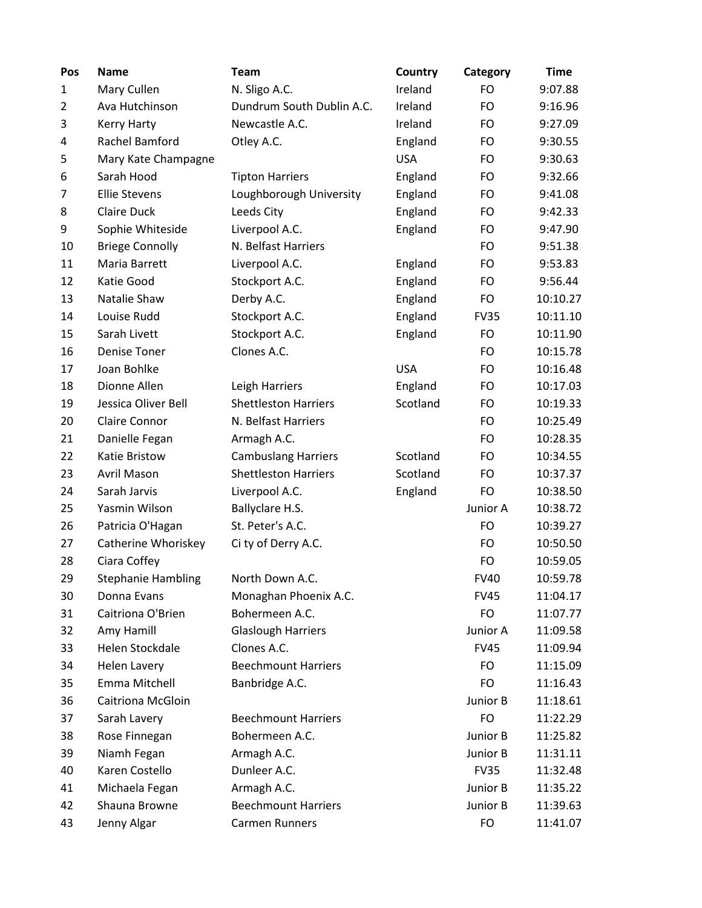| Pos | Name | Team | Country | Category | Time |
|---|---|---|---|---|---|
| 1 | Mary Cullen | N. Sligo A.C. | Ireland | FO | 9:07.88 |
| 2 | Ava Hutchinson | Dundrum South Dublin A.C. | Ireland | FO | 9:16.96 |
| 3 | Kerry Harty | Newcastle A.C. | Ireland | FO | 9:27.09 |
| 4 | Rachel Bamford | Otley A.C. | England | FO | 9:30.55 |
| 5 | Mary Kate Champagne | | USA | FO | 9:30.63 |
| 6 | Sarah Hood | Tipton Harriers | England | FO | 9:32.66 |
| 7 | Ellie Stevens | Loughborough University | England | FO | 9:41.08 |
| 8 | Claire Duck | Leeds City | England | FO | 9:42.33 |
| 9 | Sophie Whiteside | Liverpool A.C. | England | FO | 9:47.90 |
| 10 | Briege Connolly | N. Belfast Harriers | | FO | 9:51.38 |
| 11 | Maria Barrett | Liverpool A.C. | England | FO | 9:53.83 |
| 12 | Katie Good | Stockport A.C. | England | FO | 9:56.44 |
| 13 | Natalie Shaw | Derby A.C. | England | FO | 10:10.27 |
| 14 | Louise Rudd | Stockport A.C. | England | FV35 | 10:11.10 |
| 15 | Sarah Livett | Stockport A.C. | England | FO | 10:11.90 |
| 16 | Denise Toner | Clones A.C. | | FO | 10:15.78 |
| 17 | Joan Bohlke | | USA | FO | 10:16.48 |
| 18 | Dionne Allen | Leigh Harriers | England | FO | 10:17.03 |
| 19 | Jessica Oliver Bell | Shettleston Harriers | Scotland | FO | 10:19.33 |
| 20 | Claire Connor | N. Belfast Harriers | | FO | 10:25.49 |
| 21 | Danielle Fegan | Armagh A.C. | | FO | 10:28.35 |
| 22 | Katie Bristow | Cambuslang Harriers | Scotland | FO | 10:34.55 |
| 23 | Avril Mason | Shettleston Harriers | Scotland | FO | 10:37.37 |
| 24 | Sarah Jarvis | Liverpool A.C. | England | FO | 10:38.50 |
| 25 | Yasmin Wilson | Ballyclare H.S. | | Junior A | 10:38.72 |
| 26 | Patricia O'Hagan | St. Peter's A.C. | | FO | 10:39.27 |
| 27 | Catherine Whoriskey | Ci ty of Derry A.C. | | FO | 10:50.50 |
| 28 | Ciara Coffey | | | FO | 10:59.05 |
| 29 | Stephanie Hambling | North Down A.C. | | FV40 | 10:59.78 |
| 30 | Donna Evans | Monaghan Phoenix A.C. | | FV45 | 11:04.17 |
| 31 | Caitriona O'Brien | Bohermeen A.C. | | FO | 11:07.77 |
| 32 | Amy Hamill | Glaslough Harriers | | Junior A | 11:09.58 |
| 33 | Helen Stockdale | Clones A.C. | | FV45 | 11:09.94 |
| 34 | Helen Lavery | Beechmount Harriers | | FO | 11:15.09 |
| 35 | Emma Mitchell | Banbridge A.C. | | FO | 11:16.43 |
| 36 | Caitriona McGloin | | | Junior B | 11:18.61 |
| 37 | Sarah Lavery | Beechmount Harriers | | FO | 11:22.29 |
| 38 | Rose Finnegan | Bohermeen A.C. | | Junior B | 11:25.82 |
| 39 | Niamh Fegan | Armagh A.C. | | Junior B | 11:31.11 |
| 40 | Karen Costello | Dunleer A.C. | | FV35 | 11:32.48 |
| 41 | Michaela Fegan | Armagh A.C. | | Junior B | 11:35.22 |
| 42 | Shauna Browne | Beechmount Harriers | | Junior B | 11:39.63 |
| 43 | Jenny Algar | Carmen Runners | | FO | 11:41.07 |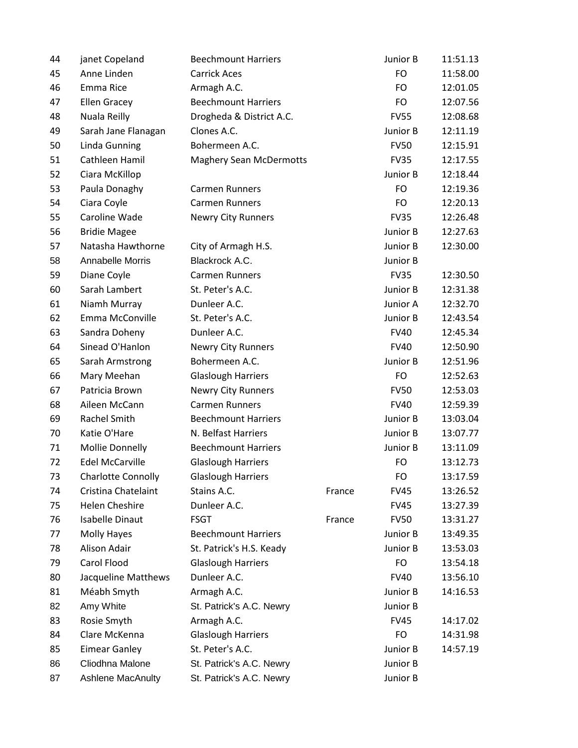| | | | | | |
|---|---|---|---|---|---|
| 44 | janet Copeland | Beechmount Harriers | | Junior B | 11:51.13 |
| 45 | Anne Linden | Carrick Aces | | FO | 11:58.00 |
| 46 | Emma Rice | Armagh A.C. | | FO | 12:01.05 |
| 47 | Ellen Gracey | Beechmount Harriers | | FO | 12:07.56 |
| 48 | Nuala Reilly | Drogheda & District A.C. | | FV55 | 12:08.68 |
| 49 | Sarah Jane Flanagan | Clones A.C. | | Junior B | 12:11.19 |
| 50 | Linda Gunning | Bohermeen A.C. | | FV50 | 12:15.91 |
| 51 | Cathleen Hamil | Maghery Sean McDermotts | | FV35 | 12:17.55 |
| 52 | Ciara McKillop | | | Junior B | 12:18.44 |
| 53 | Paula Donaghy | Carmen Runners | | FO | 12:19.36 |
| 54 | Ciara Coyle | Carmen Runners | | FO | 12:20.13 |
| 55 | Caroline Wade | Newry City Runners | | FV35 | 12:26.48 |
| 56 | Bridie Magee | | | Junior B | 12:27.63 |
| 57 | Natasha Hawthorne | City of Armagh H.S. | | Junior B | 12:30.00 |
| 58 | Annabelle Morris | Blackrock A.C. | | Junior B | |
| 59 | Diane Coyle | Carmen Runners | | FV35 | 12:30.50 |
| 60 | Sarah Lambert | St. Peter's A.C. | | Junior B | 12:31.38 |
| 61 | Niamh Murray | Dunleer A.C. | | Junior A | 12:32.70 |
| 62 | Emma McConville | St. Peter's A.C. | | Junior B | 12:43.54 |
| 63 | Sandra Doheny | Dunleer A.C. | | FV40 | 12:45.34 |
| 64 | Sinead O'Hanlon | Newry City Runners | | FV40 | 12:50.90 |
| 65 | Sarah Armstrong | Bohermeen A.C. | | Junior B | 12:51.96 |
| 66 | Mary Meehan | Glaslough Harriers | | FO | 12:52.63 |
| 67 | Patricia Brown | Newry City Runners | | FV50 | 12:53.03 |
| 68 | Aileen McCann | Carmen Runners | | FV40 | 12:59.39 |
| 69 | Rachel Smith | Beechmount Harriers | | Junior B | 13:03.04 |
| 70 | Katie O'Hare | N. Belfast Harriers | | Junior B | 13:07.77 |
| 71 | Mollie Donnelly | Beechmount Harriers | | Junior B | 13:11.09 |
| 72 | Edel McCarville | Glaslough Harriers | | FO | 13:12.73 |
| 73 | Charlotte Connolly | Glaslough Harriers | | FO | 13:17.59 |
| 74 | Cristina Chatelaint | Stains A.C. | France | FV45 | 13:26.52 |
| 75 | Helen Cheshire | Dunleer A.C. | | FV45 | 13:27.39 |
| 76 | Isabelle Dinaut | FSGT | France | FV50 | 13:31.27 |
| 77 | Molly Hayes | Beechmount Harriers | | Junior B | 13:49.35 |
| 78 | Alison Adair | St. Patrick's H.S. Keady | | Junior B | 13:53.03 |
| 79 | Carol Flood | Glaslough Harriers | | FO | 13:54.18 |
| 80 | Jacqueline Matthews | Dunleer A.C. | | FV40 | 13:56.10 |
| 81 | Méabh Smyth | Armagh A.C. | | Junior B | 14:16.53 |
| 82 | Amy White | St. Patrick's A.C. Newry | | Junior B | |
| 83 | Rosie Smyth | Armagh A.C. | | FV45 | 14:17.02 |
| 84 | Clare McKenna | Glaslough Harriers | | FO | 14:31.98 |
| 85 | Eimear Ganley | St. Peter's A.C. | | Junior B | 14:57.19 |
| 86 | Cliodhna Malone | St. Patrick's A.C. Newry | | Junior B | |
| 87 | Ashlene MacAnulty | St. Patrick's A.C. Newry | | Junior B | |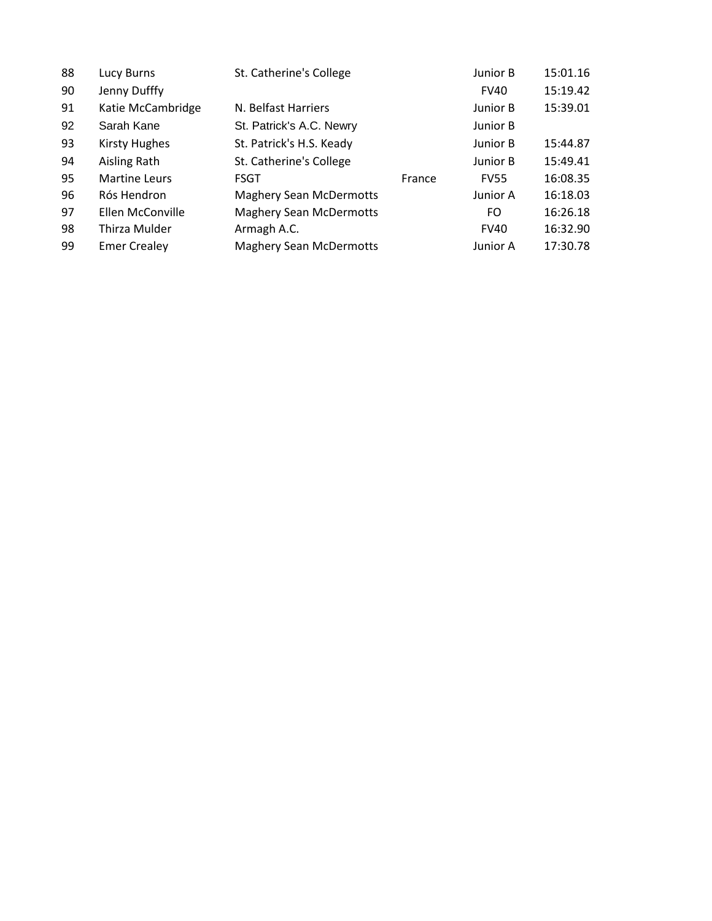| | | | | | |
|---|---|---|---|---|---|
| 88 | Lucy Burns | St. Catherine's College | | Junior B | 15:01.16 |
| 90 | Jenny Dufffy | | | FV40 | 15:19.42 |
| 91 | Katie McCambridge | N. Belfast Harriers | | Junior B | 15:39.01 |
| 92 | Sarah Kane | St. Patrick's A.C. Newry | | Junior B | |
| 93 | Kirsty Hughes | St. Patrick's H.S. Keady | | Junior B | 15:44.87 |
| 94 | Aisling Rath | St. Catherine's College | | Junior B | 15:49.41 |
| 95 | Martine Leurs | FSGT | France | FV55 | 16:08.35 |
| 96 | Rós Hendron | Maghery Sean McDermotts | | Junior A | 16:18.03 |
| 97 | Ellen McConville | Maghery Sean McDermotts | | FO | 16:26.18 |
| 98 | Thirza Mulder | Armagh A.C. | | FV40 | 16:32.90 |
| 99 | Emer Crealey | Maghery Sean McDermotts | | Junior A | 17:30.78 |